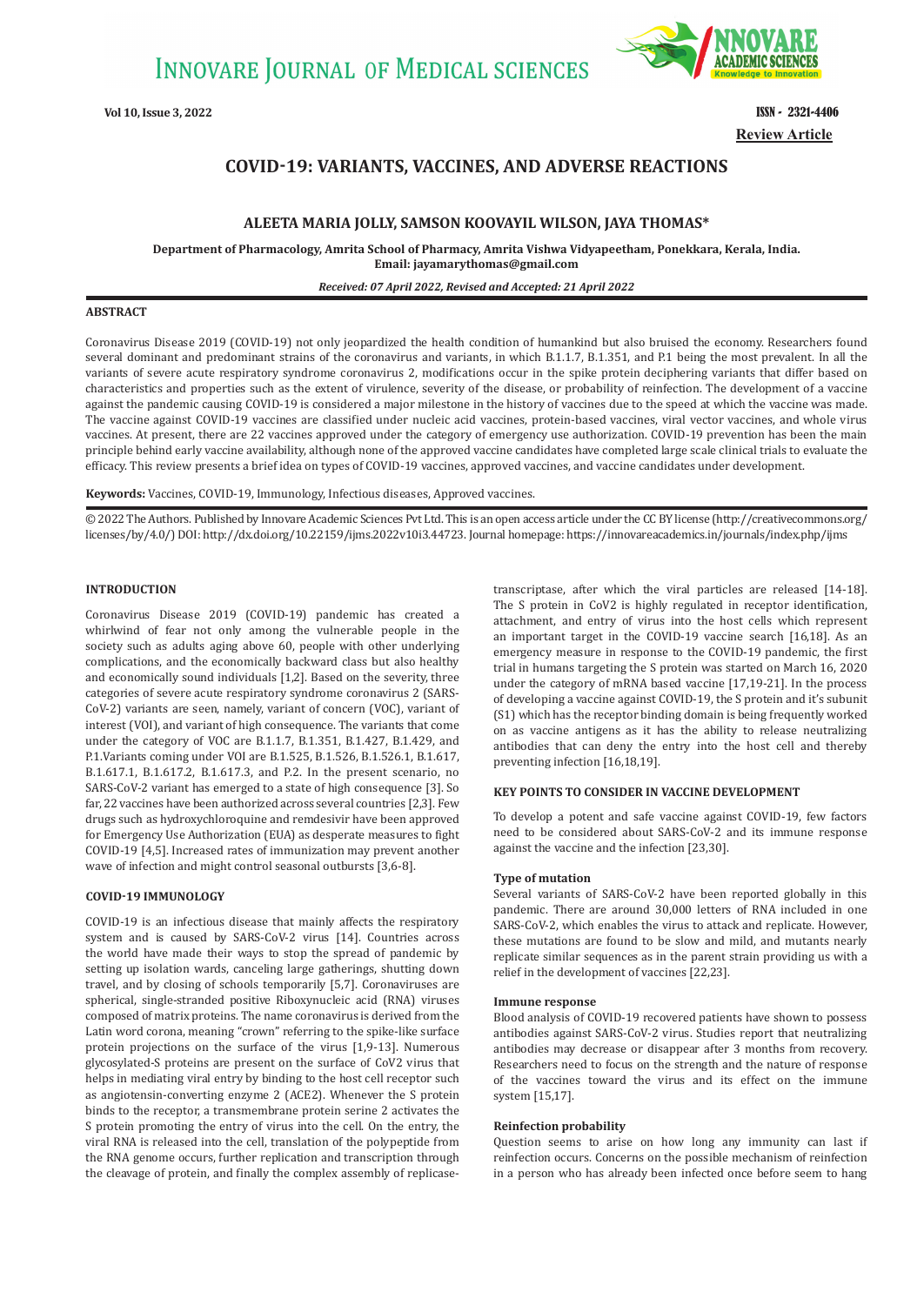Review Article

# COVID-19: VARIANTS, VACCINES, AND ADVERSE REACTIONS

**ALEETA MARIA JOLLY, SAMSON KOOVAYIL WILSON, JAYA THOMAS***

**Department of Pharmacology, Amrita School of Pharmacy, Amrita Vishwa Vidyapeetham, Ponekkara, Kerala, India.**
**Email: jayamarythomas@gmail.com**

*Received: 07 April 2022, Revised and Accepted: 21 April 2022*

## ABSTRACT

Coronavirus Disease 2019 (COVID-19) not only jeopardized the health condition of humankind but also bruised the economy. Researchers found several dominant and predominant strains of the coronavirus and variants, in which B.1.1.7, B.1.351, and P.1 being the most prevalent. In all the variants of severe acute respiratory syndrome coronavirus 2, modifications occur in the spike protein deciphering variants that differ based on characteristics and properties such as the extent of virulence, severity of the disease, or probability of reinfection. The development of a vaccine against the pandemic causing COVID-19 is considered a major milestone in the history of vaccines due to the speed at which the vaccine was made. The vaccine against COVID-19 vaccines are classified under nucleic acid vaccines, protein-based vaccines, viral vector vaccines, and whole virus vaccines. At present, there are 22 vaccines approved under the category of emergency use authorization. COVID-19 prevention has been the main principle behind early vaccine availability, although none of the approved vaccine candidates have completed large scale clinical trials to evaluate the efficacy. This review presents a brief idea on types of COVID-19 vaccines, approved vaccines, and vaccine candidates under development.

**Keywords:** Vaccines, COVID-19, Immunology, Infectious diseases, Approved vaccines.

© 2022 The Authors. Published by Innovare Academic Sciences Pvt Ltd. This is an open access article under the CC BY license (http://creativecommons.org/licenses/by/4.0/) DOI: http://dx.doi.org/10.22159/ijms.2022v10i3.44723. Journal homepage: https://innovareacademics.in/journals/index.php/ijms

## INTRODUCTION

Coronavirus Disease 2019 (COVID-19) pandemic has created a whirlwind of fear not only among the vulnerable people in the society such as adults aging above 60, people with other underlying complications, and the economically backward class but also healthy and economically sound individuals [1,2]. Based on the severity, three categories of severe acute respiratory syndrome coronavirus 2 (SARS-CoV-2) variants are seen, namely, variant of concern (VOC), variant of interest (VOI), and variant of high consequence. The variants that come under the category of VOC are B.1.1.7, B.1.351, B.1.427, B.1.429, and P.1.Variants coming under VOI are B.1.525, B.1.526, B.1.526.1, B.1.617, B.1.617.1, B.1.617.2, B.1.617.3, and P.2. In the present scenario, no SARS-CoV-2 variant has emerged to a state of high consequence [3]. So far, 22 vaccines have been authorized across several countries [2,3]. Few drugs such as hydroxychloroquine and remdesivir have been approved for Emergency Use Authorization (EUA) as desperate measures to fight COVID-19 [4,5]. Increased rates of immunization may prevent another wave of infection and might control seasonal outbursts [3,6-8].

## COVID-19 IMMUNOLOGY

COVID-19 is an infectious disease that mainly affects the respiratory system and is caused by SARS-CoV-2 virus [14]. Countries across the world have made their ways to stop the spread of pandemic by setting up isolation wards, canceling large gatherings, shutting down travel, and by closing of schools temporarily [5,7]. Coronaviruses are spherical, single-stranded positive Riboxynucleic acid (RNA) viruses composed of matrix proteins. The name coronavirus is derived from the Latin word corona, meaning "crown" referring to the spike-like surface protein projections on the surface of the virus [1,9-13]. Numerous glycosylated-S proteins are present on the surface of CoV2 virus that helps in mediating viral entry by binding to the host cell receptor such as angiotensin-converting enzyme 2 (ACE2). Whenever the S protein binds to the receptor, a transmembrane protein serine 2 activates the S protein promoting the entry of virus into the cell. On the entry, the viral RNA is released into the cell, translation of the polypeptide from the RNA genome occurs, further replication and transcription through the cleavage of protein, and finally the complex assembly of replicase-transcriptase, after which the viral particles are released [14-18]. The S protein in CoV2 is highly regulated in receptor identification, attachment, and entry of virus into the host cells which represent an important target in the COVID-19 vaccine search [16,18]. As an emergency measure in response to the COVID-19 pandemic, the first trial in humans targeting the S protein was started on March 16, 2020 under the category of mRNA based vaccine [17,19-21]. In the process of developing a vaccine against COVID-19, the S protein and it's subunit (S1) which has the receptor binding domain is being frequently worked on as vaccine antigens as it has the ability to release neutralizing antibodies that can deny the entry into the host cell and thereby preventing infection [16,18,19].

## KEY POINTS TO CONSIDER IN VACCINE DEVELOPMENT

To develop a potent and safe vaccine against COVID-19, few factors need to be considered about SARS-CoV-2 and its immune response against the vaccine and the infection [23,30].

### Type of mutation

Several variants of SARS-CoV-2 have been reported globally in this pandemic. There are around 30,000 letters of RNA included in one SARS-CoV-2, which enables the virus to attack and replicate. However, these mutations are found to be slow and mild, and mutants nearly replicate similar sequences as in the parent strain providing us with a relief in the development of vaccines [22,23].

### Immune response

Blood analysis of COVID-19 recovered patients have shown to possess antibodies against SARS-CoV-2 virus. Studies report that neutralizing antibodies may decrease or disappear after 3 months from recovery. Researchers need to focus on the strength and the nature of response of the vaccines toward the virus and its effect on the immune system [15,17].

### Reinfection probability

Question seems to arise on how long any immunity can last if reinfection occurs. Concerns on the possible mechanism of reinfection in a person who has already been infected once before seem to hang